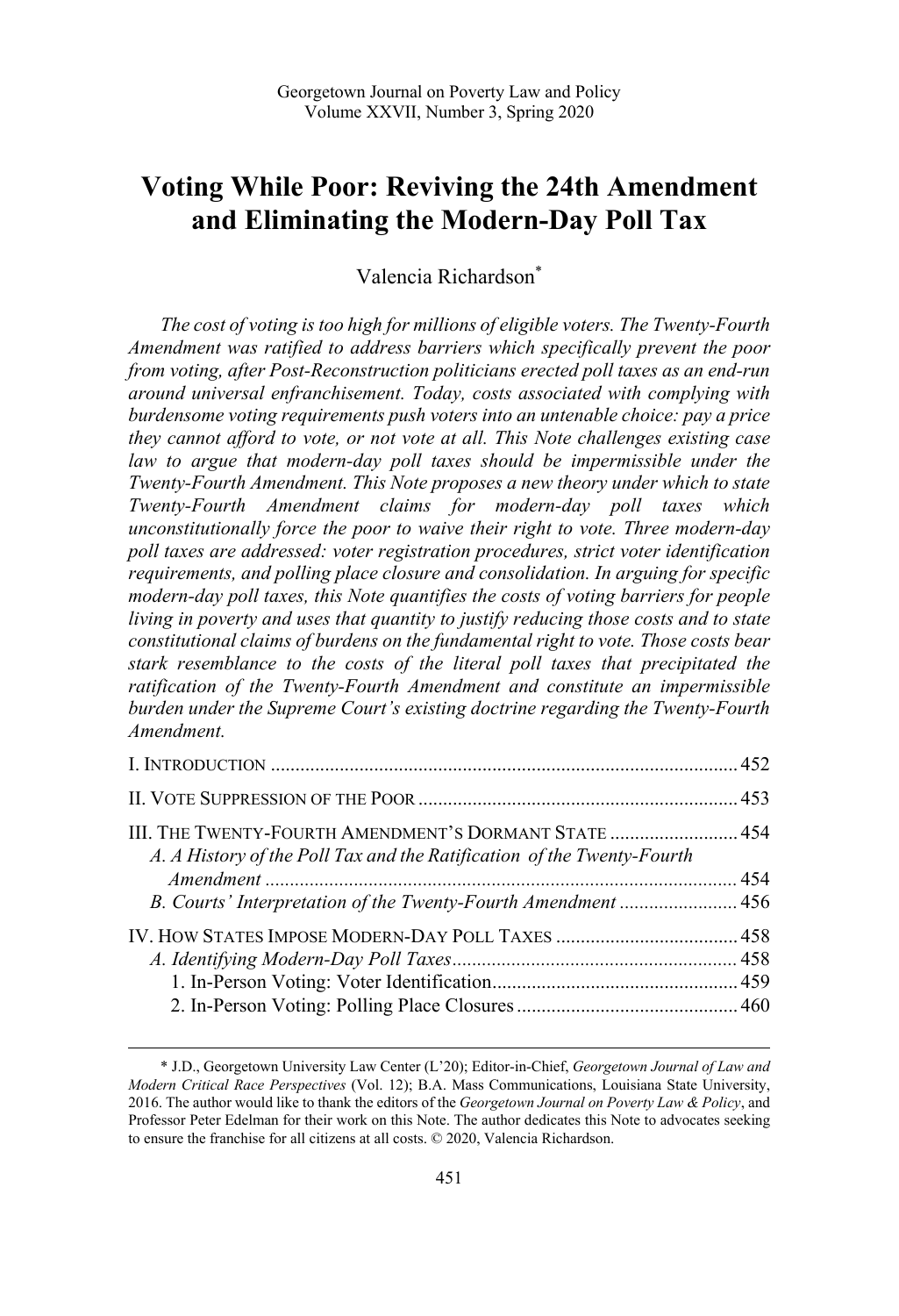Georgetown Journal on Poverty Law and Policy
Volume XXVII, Number 3, Spring 2020

# Voting While Poor: Reviving the 24th Amendment and Eliminating the Modern-Day Poll Tax

Valencia Richardson*

*The cost of voting is too high for millions of eligible voters. The Twenty-Fourth Amendment was ratified to address barriers which specifically prevent the poor from voting, after Post-Reconstruction politicians erected poll taxes as an end-run around universal enfranchisement. Today, costs associated with complying with burdensome voting requirements push voters into an untenable choice: pay a price they cannot afford to vote, or not vote at all. This Note challenges existing case law to argue that modern-day poll taxes should be impermissible under the Twenty-Fourth Amendment. This Note proposes a new theory under which to state Twenty-Fourth Amendment claims for modern-day poll taxes which unconstitutionally force the poor to waive their right to vote. Three modern-day poll taxes are addressed: voter registration procedures, strict voter identification requirements, and polling place closure and consolidation. In arguing for specific modern-day poll taxes, this Note quantifies the costs of voting barriers for people living in poverty and uses that quantity to justify reducing those costs and to state constitutional claims of burdens on the fundamental right to vote. Those costs bear stark resemblance to the costs of the literal poll taxes that precipitated the ratification of the Twenty-Fourth Amendment and constitute an impermissible burden under the Supreme Court's existing doctrine regarding the Twenty-Fourth Amendment.*

I. INTRODUCTION ..... 452

II. VOTE SUPPRESSION OF THE POOR ..... 453

III. THE TWENTY-FOURTH AMENDMENT'S DORMANT STATE ..... 454
- *A. A History of the Poll Tax and the Ratification of the Twenty-Fourth Amendment* ..... 454
- *B. Courts' Interpretation of the Twenty-Fourth Amendment* ..... 456

IV. HOW STATES IMPOSE MODERN-DAY POLL TAXES ..... 458
- *A. Identifying Modern-Day Poll Taxes* ..... 458
  - 1. In-Person Voting: Voter Identification ..... 459
  - 2. In-Person Voting: Polling Place Closures ..... 460

---

\* J.D., Georgetown University Law Center (L'20); Editor-in-Chief, *Georgetown Journal of Law and Modern Critical Race Perspectives* (Vol. 12); B.A. Mass Communications, Louisiana State University, 2016. The author would like to thank the editors of the *Georgetown Journal on Poverty Law & Policy*, and Professor Peter Edelman for their work on this Note. The author dedicates this Note to advocates seeking to ensure the franchise for all citizens at all costs. © 2020, Valencia Richardson.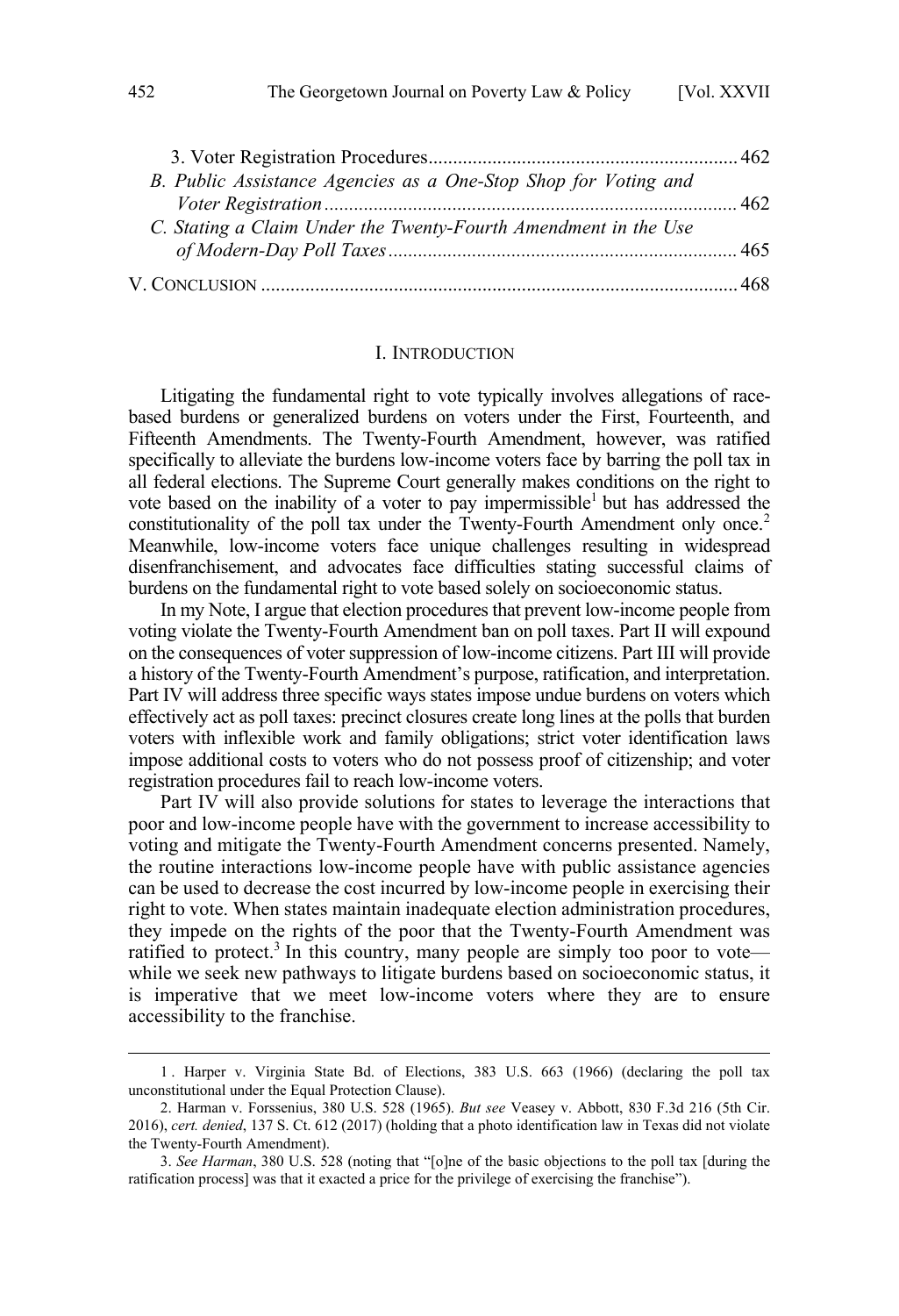3. Voter Registration Procedures ............................................................... 462

*B. Public Assistance Agencies as a One-Stop Shop for Voting and Voter Registration* .................................................................................... 462

*C. Stating a Claim Under the Twenty-Fourth Amendment in the Use of Modern-Day Poll Taxes* ....................................................................... 465

V. CONCLUSION ................................................................................................ 468

## I. INTRODUCTION

Litigating the fundamental right to vote typically involves allegations of race-based burdens or generalized burdens on voters under the First, Fourteenth, and Fifteenth Amendments. The Twenty-Fourth Amendment, however, was ratified specifically to alleviate the burdens low-income voters face by barring the poll tax in all federal elections. The Supreme Court generally makes conditions on the right to vote based on the inability of a voter to pay impermissible[1] but has addressed the constitutionality of the poll tax under the Twenty-Fourth Amendment only once.[2] Meanwhile, low-income voters face unique challenges resulting in widespread disenfranchisement, and advocates face difficulties stating successful claims of burdens on the fundamental right to vote based solely on socioeconomic status.

In my Note, I argue that election procedures that prevent low-income people from voting violate the Twenty-Fourth Amendment ban on poll taxes. Part II will expound on the consequences of voter suppression of low-income citizens. Part III will provide a history of the Twenty-Fourth Amendment's purpose, ratification, and interpretation. Part IV will address three specific ways states impose undue burdens on voters which effectively act as poll taxes: precinct closures create long lines at the polls that burden voters with inflexible work and family obligations; strict voter identification laws impose additional costs to voters who do not possess proof of citizenship; and voter registration procedures fail to reach low-income voters.

Part IV will also provide solutions for states to leverage the interactions that poor and low-income people have with the government to increase accessibility to voting and mitigate the Twenty-Fourth Amendment concerns presented. Namely, the routine interactions low-income people have with public assistance agencies can be used to decrease the cost incurred by low-income people in exercising their right to vote. When states maintain inadequate election administration procedures, they impede on the rights of the poor that the Twenty-Fourth Amendment was ratified to protect.[3] In this country, many people are simply too poor to vote—while we seek new pathways to litigate burdens based on socioeconomic status, it is imperative that we meet low-income voters where they are to ensure accessibility to the franchise.

---

1. Harper v. Virginia State Bd. of Elections, 383 U.S. 663 (1966) (declaring the poll tax unconstitutional under the Equal Protection Clause).

2. Harman v. Forssenius, 380 U.S. 528 (1965). *But see* Veasey v. Abbott, 830 F.3d 216 (5th Cir. 2016), *cert. denied*, 137 S. Ct. 612 (2017) (holding that a photo identification law in Texas did not violate the Twenty-Fourth Amendment).

3. *See Harman*, 380 U.S. 528 (noting that "[o]ne of the basic objections to the poll tax [during the ratification process] was that it exacted a price for the privilege of exercising the franchise").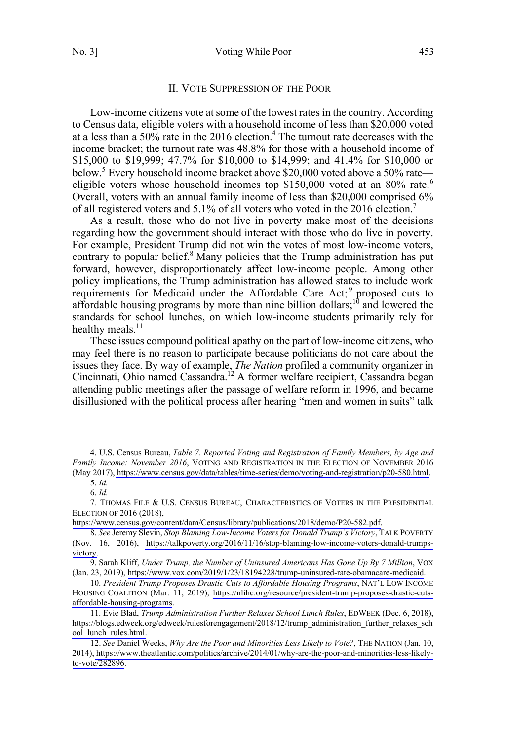## II. Vote Suppression of the Poor

Low-income citizens vote at some of the lowest rates in the country. According to Census data, eligible voters with a household income of less than $20,000 voted at a less than a 50% rate in the 2016 election.[4] The turnout rate decreases with the income bracket; the turnout rate was 48.8% for those with a household income of $15,000 to $19,999; 47.7% for $10,000 to $14,999; and 41.4% for $10,000 or below.[5] Every household income bracket above $20,000 voted above a 50% rate—eligible voters whose household incomes top $150,000 voted at an 80% rate.[6] Overall, voters with an annual family income of less than $20,000 comprised 6% of all registered voters and 5.1% of all voters who voted in the 2016 election.[7]

As a result, those who do not live in poverty make most of the decisions regarding how the government should interact with those who do live in poverty. For example, President Trump did not win the votes of most low-income voters, contrary to popular belief.[8] Many policies that the Trump administration has put forward, however, disproportionately affect low-income people. Among other policy implications, the Trump administration has allowed states to include work requirements for Medicaid under the Affordable Care Act;[9] proposed cuts to affordable housing programs by more than nine billion dollars;[10] and lowered the standards for school lunches, on which low-income students primarily rely for healthy meals.[11]

These issues compound political apathy on the part of low-income citizens, who may feel there is no reason to participate because politicians do not care about the issues they face. By way of example, *The Nation* profiled a community organizer in Cincinnati, Ohio named Cassandra.[12] A former welfare recipient, Cassandra began attending public meetings after the passage of welfare reform in 1996, and became disillusioned with the political process after hearing "men and women in suits" talk

---

4. U.S. Census Bureau, *Table 7. Reported Voting and Registration of Family Members, by Age and Family Income: November 2016*, VOTING AND REGISTRATION IN THE ELECTION OF NOVEMBER 2016 (May 2017), https://www.census.gov/data/tables/time-series/demo/voting-and-registration/p20-580.html.

5. *Id.*

6. *Id.*

7. THOMAS FILE & U.S. CENSUS BUREAU, CHARACTERISTICS OF VOTERS IN THE PRESIDENTIAL ELECTION OF 2016 (2018), https://www.census.gov/content/dam/Census/library/publications/2018/demo/P20-582.pdf.

8. *See* Jeremy Slevin, *Stop Blaming Low-Income Voters for Donald Trump's Victory*, TALK POVERTY (Nov. 16, 2016), https://talkpoverty.org/2016/11/16/stop-blaming-low-income-voters-donald-trumps-victory.

9. Sarah Kliff, *Under Trump, the Number of Uninsured Americans Has Gone Up By 7 Million*, VOX (Jan. 23, 2019), https://www.vox.com/2019/1/23/18194228/trump-uninsured-rate-obamacare-medicaid.

10. *President Trump Proposes Drastic Cuts to Affordable Housing Programs*, NAT'L LOW INCOME HOUSING COALITION (Mar. 11, 2019), https://nlihc.org/resource/president-trump-proposes-drastic-cuts-affordable-housing-programs.

11. Evie Blad, *Trump Administration Further Relaxes School Lunch Rules*, EDWEEK (Dec. 6, 2018), https://blogs.edweek.org/edweek/rulesforengagement/2018/12/trump_administration_further_relaxes_school_lunch_rules.html.

12. *See* Daniel Weeks, *Why Are the Poor and Minorities Less Likely to Vote?*, THE NATION (Jan. 10, 2014), https://www.theatlantic.com/politics/archive/2014/01/why-are-the-poor-and-minorities-less-likely-to-vote/282896.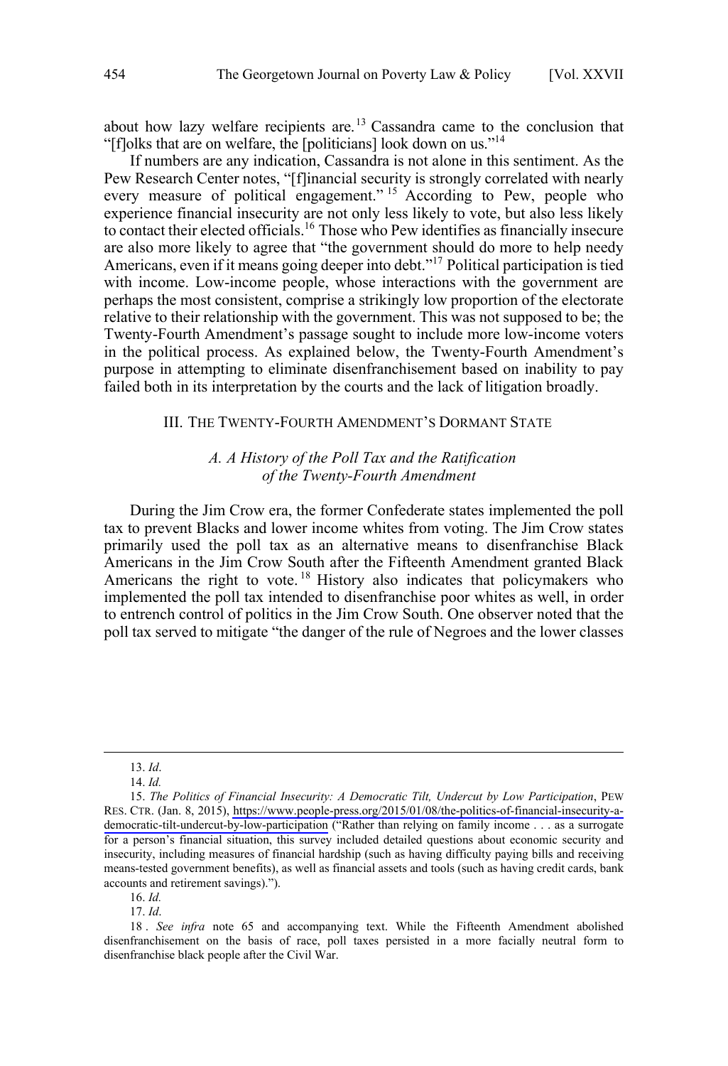about how lazy welfare recipients are.[13] Cassandra came to the conclusion that "[f]olks that are on welfare, the [politicians] look down on us."[14]

If numbers are any indication, Cassandra is not alone in this sentiment. As the Pew Research Center notes, "[f]inancial security is strongly correlated with nearly every measure of political engagement."[15] According to Pew, people who experience financial insecurity are not only less likely to vote, but also less likely to contact their elected officials.[16] Those who Pew identifies as financially insecure are also more likely to agree that "the government should do more to help needy Americans, even if it means going deeper into debt."[17] Political participation is tied with income. Low-income people, whose interactions with the government are perhaps the most consistent, comprise a strikingly low proportion of the electorate relative to their relationship with the government. This was not supposed to be; the Twenty-Fourth Amendment's passage sought to include more low-income voters in the political process. As explained below, the Twenty-Fourth Amendment's purpose in attempting to eliminate disenfranchisement based on inability to pay failed both in its interpretation by the courts and the lack of litigation broadly.

## III. The Twenty-Fourth Amendment's Dormant State

### *A. A History of the Poll Tax and the Ratification of the Twenty-Fourth Amendment*

During the Jim Crow era, the former Confederate states implemented the poll tax to prevent Blacks and lower income whites from voting. The Jim Crow states primarily used the poll tax as an alternative means to disenfranchise Black Americans in the Jim Crow South after the Fifteenth Amendment granted Black Americans the right to vote.[18] History also indicates that policymakers who implemented the poll tax intended to disenfranchise poor whites as well, in order to entrench control of politics in the Jim Crow South. One observer noted that the poll tax served to mitigate "the danger of the rule of Negroes and the lower classes

---

13. *Id*.

14. *Id.*

15. *The Politics of Financial Insecurity: A Democratic Tilt, Undercut by Low Participation*, PEW RES. CTR. (Jan. 8, 2015), https://www.people-press.org/2015/01/08/the-politics-of-financial-insecurity-a-democratic-tilt-undercut-by-low-participation ("Rather than relying on family income . . . as a surrogate for a person's financial situation, this survey included detailed questions about economic security and insecurity, including measures of financial hardship (such as having difficulty paying bills and receiving means-tested government benefits), as well as financial assets and tools (such as having credit cards, bank accounts and retirement savings).").

16. *Id.*

17. *Id*.

18. *See infra* note 65 and accompanying text. While the Fifteenth Amendment abolished disenfranchisement on the basis of race, poll taxes persisted in a more facially neutral form to disenfranchise black people after the Civil War.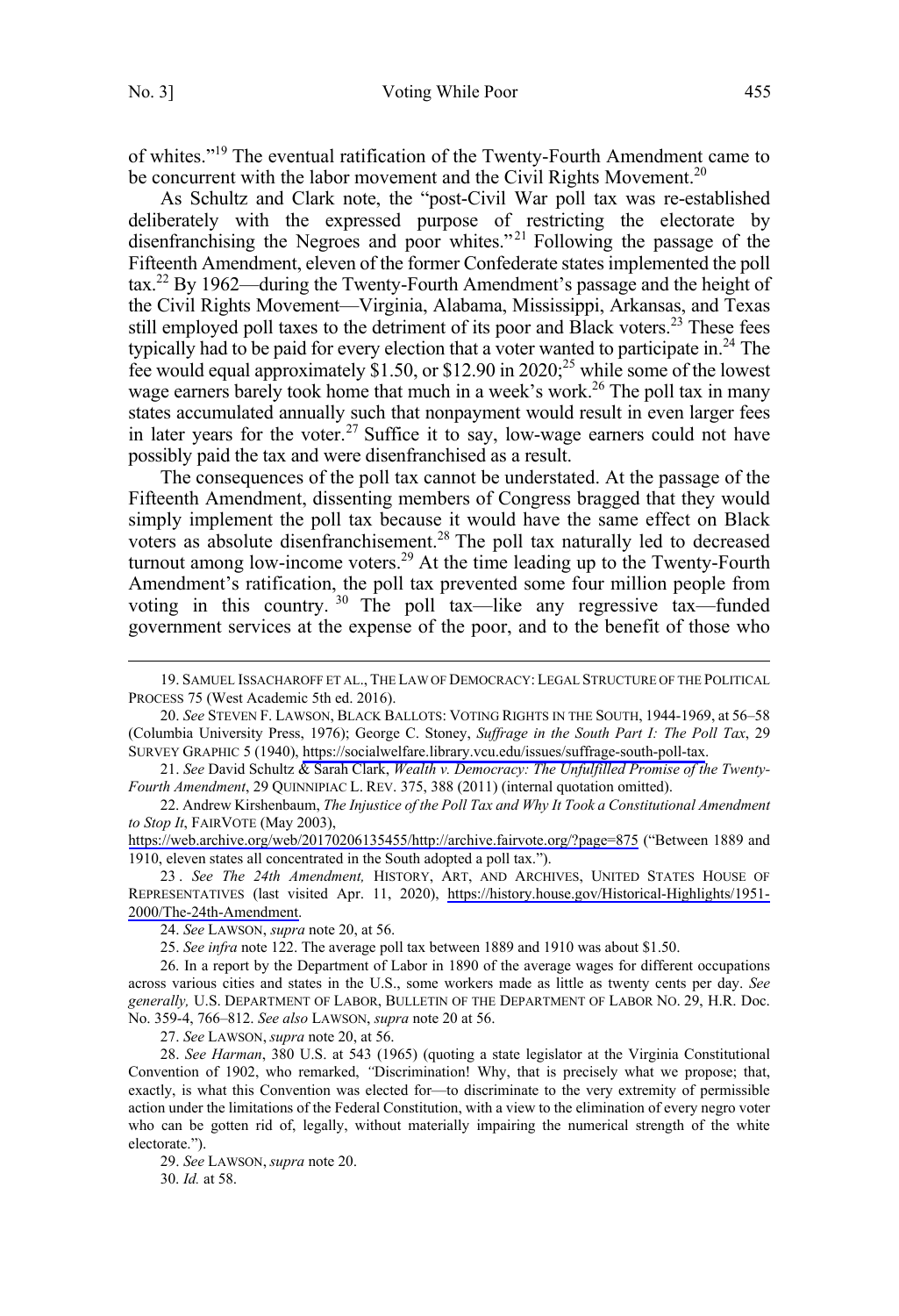of whites."[19] The eventual ratification of the Twenty-Fourth Amendment came to be concurrent with the labor movement and the Civil Rights Movement.[20]

As Schultz and Clark note, the "post-Civil War poll tax was re-established deliberately with the expressed purpose of restricting the electorate by disenfranchising the Negroes and poor whites."[21] Following the passage of the Fifteenth Amendment, eleven of the former Confederate states implemented the poll tax.[22] By 1962—during the Twenty-Fourth Amendment's passage and the height of the Civil Rights Movement—Virginia, Alabama, Mississippi, Arkansas, and Texas still employed poll taxes to the detriment of its poor and Black voters.[23] These fees typically had to be paid for every election that a voter wanted to participate in.[24] The fee would equal approximately $1.50, or $12.90 in 2020;[25] while some of the lowest wage earners barely took home that much in a week's work.[26] The poll tax in many states accumulated annually such that nonpayment would result in even larger fees in later years for the voter.[27] Suffice it to say, low-wage earners could not have possibly paid the tax and were disenfranchised as a result.

The consequences of the poll tax cannot be understated. At the passage of the Fifteenth Amendment, dissenting members of Congress bragged that they would simply implement the poll tax because it would have the same effect on Black voters as absolute disenfranchisement.[28] The poll tax naturally led to decreased turnout among low-income voters.[29] At the time leading up to the Twenty-Fourth Amendment's ratification, the poll tax prevented some four million people from voting in this country.[30] The poll tax—like any regressive tax—funded government services at the expense of the poor, and to the benefit of those who

---

19. SAMUEL ISSACHAROFF ET AL., THE LAW OF DEMOCRACY: LEGAL STRUCTURE OF THE POLITICAL PROCESS 75 (West Academic 5th ed. 2016).

20. *See* STEVEN F. LAWSON, BLACK BALLOTS: VOTING RIGHTS IN THE SOUTH, 1944-1969, at 56–58 (Columbia University Press, 1976); George C. Stoney, *Suffrage in the South Part I: The Poll Tax*, 29 SURVEY GRAPHIC 5 (1940), https://socialwelfare.library.vcu.edu/issues/suffrage-south-poll-tax.

21. *See* David Schultz & Sarah Clark, *Wealth v. Democracy: The Unfulfilled Promise of the Twenty-Fourth Amendment*, 29 QUINNIPIAC L. REV. 375, 388 (2011) (internal quotation omitted).

22. Andrew Kirshenbaum, *The Injustice of the Poll Tax and Why It Took a Constitutional Amendment to Stop It*, FAIRVOTE (May 2003), https://web.archive.org/web/20170206135455/http://archive.fairvote.org/?page=875 ("Between 1889 and 1910, eleven states all concentrated in the South adopted a poll tax.").

23. *See The 24th Amendment,* HISTORY, ART, AND ARCHIVES, UNITED STATES HOUSE OF REPRESENTATIVES (last visited Apr. 11, 2020), https://history.house.gov/Historical-Highlights/1951-2000/The-24th-Amendment.

24. *See* LAWSON, *supra* note 20, at 56.

25. *See infra* note 122. The average poll tax between 1889 and 1910 was about $1.50.

26. In a report by the Department of Labor in 1890 of the average wages for different occupations across various cities and states in the U.S., some workers made as little as twenty cents per day. *See generally,* U.S. DEPARTMENT OF LABOR, BULLETIN OF THE DEPARTMENT OF LABOR NO. 29, H.R. Doc. No. 359-4, 766–812. *See also* LAWSON, *supra* note 20 at 56.

27. *See* LAWSON, *supra* note 20, at 56.

28. *See Harman*, 380 U.S. at 543 (1965) (quoting a state legislator at the Virginia Constitutional Convention of 1902, who remarked, *"*Discrimination! Why, that is precisely what we propose; that, exactly, is what this Convention was elected for—to discriminate to the very extremity of permissible action under the limitations of the Federal Constitution, with a view to the elimination of every negro voter who can be gotten rid of, legally, without materially impairing the numerical strength of the white electorate.").

29. *See* LAWSON, *supra* note 20.

30. *Id.* at 58.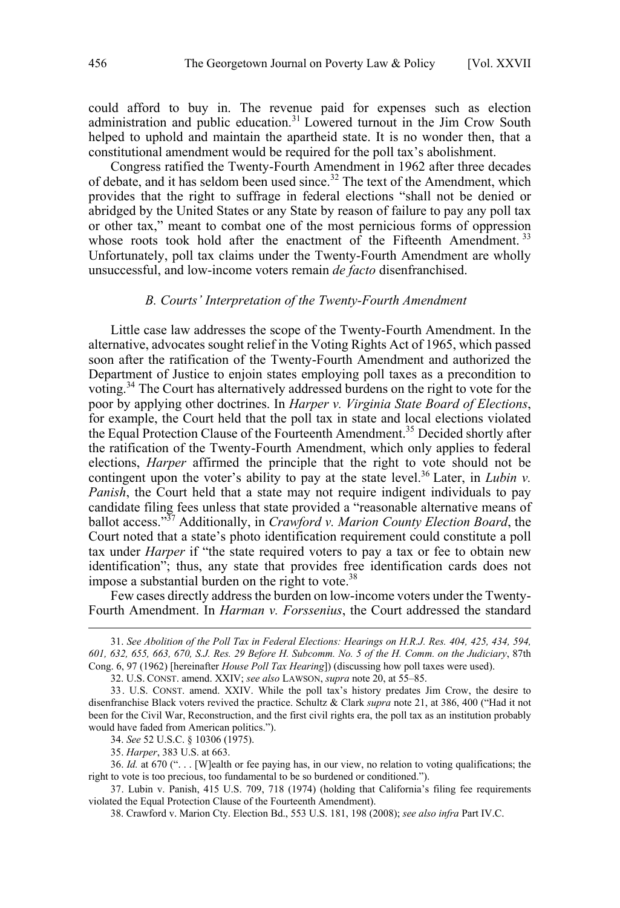could afford to buy in. The revenue paid for expenses such as election administration and public education.[31] Lowered turnout in the Jim Crow South helped to uphold and maintain the apartheid state. It is no wonder then, that a constitutional amendment would be required for the poll tax's abolishment.

Congress ratified the Twenty-Fourth Amendment in 1962 after three decades of debate, and it has seldom been used since.[32] The text of the Amendment, which provides that the right to suffrage in federal elections "shall not be denied or abridged by the United States or any State by reason of failure to pay any poll tax or other tax," meant to combat one of the most pernicious forms of oppression whose roots took hold after the enactment of the Fifteenth Amendment.[33] Unfortunately, poll tax claims under the Twenty-Fourth Amendment are wholly unsuccessful, and low-income voters remain *de facto* disenfranchised.

### *B. Courts' Interpretation of the Twenty-Fourth Amendment*

Little case law addresses the scope of the Twenty-Fourth Amendment. In the alternative, advocates sought relief in the Voting Rights Act of 1965, which passed soon after the ratification of the Twenty-Fourth Amendment and authorized the Department of Justice to enjoin states employing poll taxes as a precondition to voting.[34] The Court has alternatively addressed burdens on the right to vote for the poor by applying other doctrines. In *Harper v. Virginia State Board of Elections*, for example, the Court held that the poll tax in state and local elections violated the Equal Protection Clause of the Fourteenth Amendment.[35] Decided shortly after the ratification of the Twenty-Fourth Amendment, which only applies to federal elections, *Harper* affirmed the principle that the right to vote should not be contingent upon the voter's ability to pay at the state level.[36] Later, in *Lubin v. Panish*, the Court held that a state may not require indigent individuals to pay candidate filing fees unless that state provided a "reasonable alternative means of ballot access."[37] Additionally, in *Crawford v. Marion County Election Board*, the Court noted that a state's photo identification requirement could constitute a poll tax under *Harper* if "the state required voters to pay a tax or fee to obtain new identification"; thus, any state that provides free identification cards does not impose a substantial burden on the right to vote.[38]

Few cases directly address the burden on low-income voters under the Twenty-Fourth Amendment. In *Harman v. Forssenius*, the Court addressed the standard

---

31. *See Abolition of the Poll Tax in Federal Elections: Hearings on H.R.J. Res. 404, 425, 434, 594, 601, 632, 655, 663, 670, S.J. Res. 29 Before H. Subcomm. No. 5 of the H. Comm. on the Judiciary*, 87th Cong. 6, 97 (1962) [hereinafter *House Poll Tax Hearing*]) (discussing how poll taxes were used).

32. U.S. CONST. amend. XXIV; *see also* LAWSON, *supra* note 20, at 55–85.

33. U.S. CONST. amend. XXIV. While the poll tax's history predates Jim Crow, the desire to disenfranchise Black voters revived the practice. Schultz & Clark *supra* note 21, at 386, 400 ("Had it not been for the Civil War, Reconstruction, and the first civil rights era, the poll tax as an institution probably would have faded from American politics.").

34. *See* 52 U.S.C. § 10306 (1975).

35. *Harper*, 383 U.S. at 663.

36. *Id.* at 670 (". . . [W]ealth or fee paying has, in our view, no relation to voting qualifications; the right to vote is too precious, too fundamental to be so burdened or conditioned.").

37. Lubin v. Panish, 415 U.S. 709, 718 (1974) (holding that California's filing fee requirements violated the Equal Protection Clause of the Fourteenth Amendment).

38. Crawford v. Marion Cty. Election Bd., 553 U.S. 181, 198 (2008); *see also infra* Part IV.C.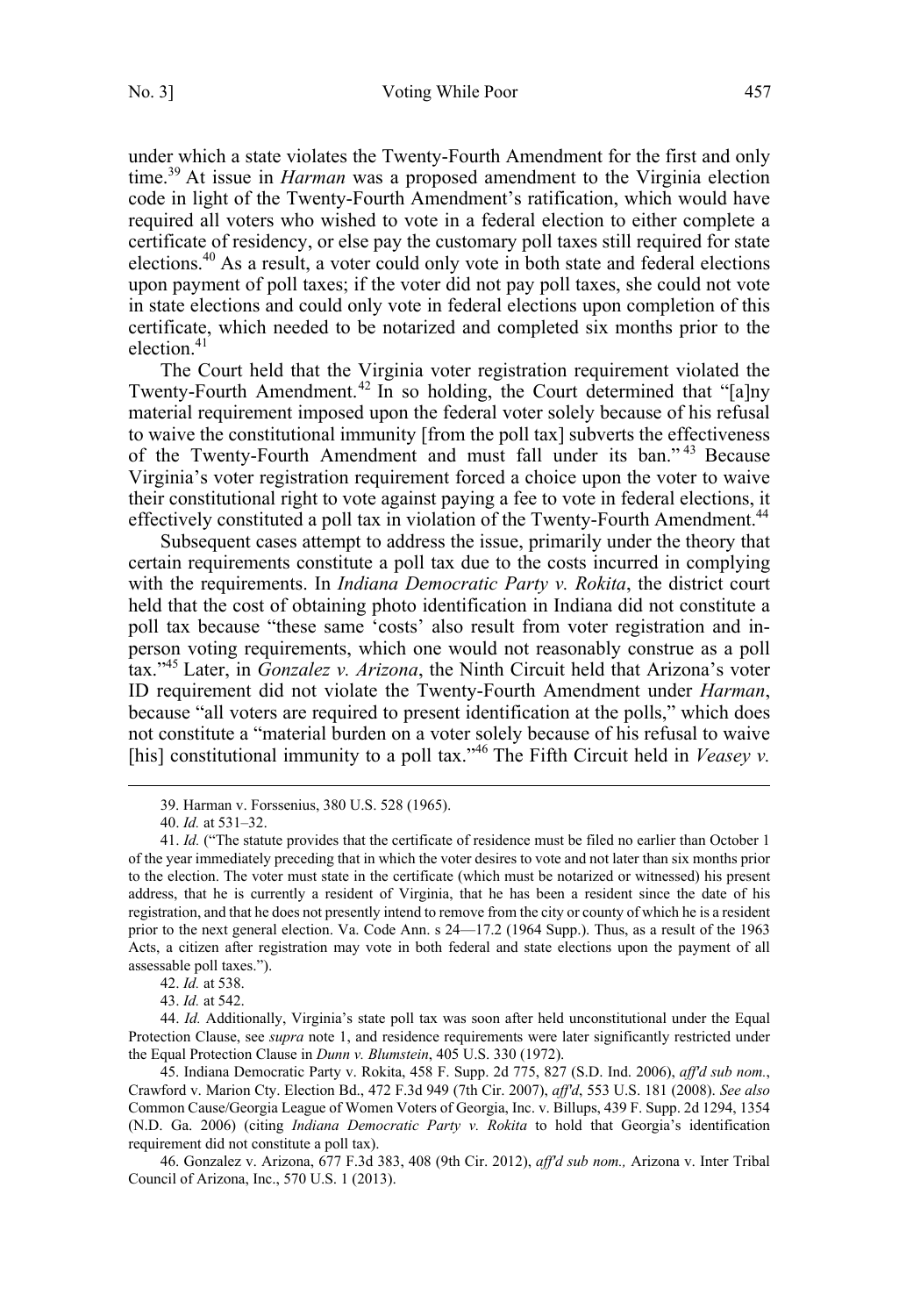under which a state violates the Twenty-Fourth Amendment for the first and only time.[39] At issue in *Harman* was a proposed amendment to the Virginia election code in light of the Twenty-Fourth Amendment's ratification, which would have required all voters who wished to vote in a federal election to either complete a certificate of residency, or else pay the customary poll taxes still required for state elections.[40] As a result, a voter could only vote in both state and federal elections upon payment of poll taxes; if the voter did not pay poll taxes, she could not vote in state elections and could only vote in federal elections upon completion of this certificate, which needed to be notarized and completed six months prior to the election.[41]

The Court held that the Virginia voter registration requirement violated the Twenty-Fourth Amendment.[42] In so holding, the Court determined that "[a]ny material requirement imposed upon the federal voter solely because of his refusal to waive the constitutional immunity [from the poll tax] subverts the effectiveness of the Twenty-Fourth Amendment and must fall under its ban."[43] Because Virginia's voter registration requirement forced a choice upon the voter to waive their constitutional right to vote against paying a fee to vote in federal elections, it effectively constituted a poll tax in violation of the Twenty-Fourth Amendment.[44]

Subsequent cases attempt to address the issue, primarily under the theory that certain requirements constitute a poll tax due to the costs incurred in complying with the requirements. In *Indiana Democratic Party v. Rokita*, the district court held that the cost of obtaining photo identification in Indiana did not constitute a poll tax because "these same 'costs' also result from voter registration and in-person voting requirements, which one would not reasonably construe as a poll tax."[45] Later, in *Gonzalez v. Arizona*, the Ninth Circuit held that Arizona's voter ID requirement did not violate the Twenty-Fourth Amendment under *Harman*, because "all voters are required to present identification at the polls," which does not constitute a "material burden on a voter solely because of his refusal to waive [his] constitutional immunity to a poll tax."[46] The Fifth Circuit held in *Veasey v.*

---

39. Harman v. Forssenius, 380 U.S. 528 (1965).

40. *Id.* at 531–32.

41. *Id.* ("The statute provides that the certificate of residence must be filed no earlier than October 1 of the year immediately preceding that in which the voter desires to vote and not later than six months prior to the election. The voter must state in the certificate (which must be notarized or witnessed) his present address, that he is currently a resident of Virginia, that he has been a resident since the date of his registration, and that he does not presently intend to remove from the city or county of which he is a resident prior to the next general election. Va. Code Ann. s 24—17.2 (1964 Supp.). Thus, as a result of the 1963 Acts, a citizen after registration may vote in both federal and state elections upon the payment of all assessable poll taxes.").

42. *Id.* at 538.

43. *Id.* at 542.

44. *Id.* Additionally, Virginia's state poll tax was soon after held unconstitutional under the Equal Protection Clause, see *supra* note 1, and residence requirements were later significantly restricted under the Equal Protection Clause in *Dunn v. Blumstein*, 405 U.S. 330 (1972).

45. Indiana Democratic Party v. Rokita, 458 F. Supp. 2d 775, 827 (S.D. Ind. 2006), *aff'd sub nom.*, Crawford v. Marion Cty. Election Bd., 472 F.3d 949 (7th Cir. 2007), *aff'd*, 553 U.S. 181 (2008). *See also* Common Cause/Georgia League of Women Voters of Georgia, Inc. v. Billups, 439 F. Supp. 2d 1294, 1354 (N.D. Ga. 2006) (citing *Indiana Democratic Party v. Rokita* to hold that Georgia's identification requirement did not constitute a poll tax).

46. Gonzalez v. Arizona, 677 F.3d 383, 408 (9th Cir. 2012), *aff'd sub nom.,* Arizona v. Inter Tribal Council of Arizona, Inc., 570 U.S. 1 (2013).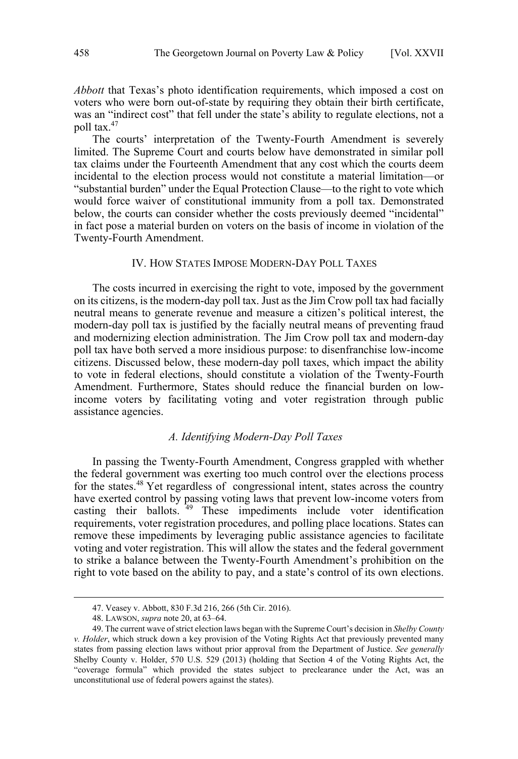*Abbott* that Texas's photo identification requirements, which imposed a cost on voters who were born out-of-state by requiring they obtain their birth certificate, was an "indirect cost" that fell under the state's ability to regulate elections, not a poll tax.[47]

The courts' interpretation of the Twenty-Fourth Amendment is severely limited. The Supreme Court and courts below have demonstrated in similar poll tax claims under the Fourteenth Amendment that any cost which the courts deem incidental to the election process would not constitute a material limitation—or "substantial burden" under the Equal Protection Clause—to the right to vote which would force waiver of constitutional immunity from a poll tax. Demonstrated below, the courts can consider whether the costs previously deemed "incidental" in fact pose a material burden on voters on the basis of income in violation of the Twenty-Fourth Amendment.

## IV. How States Impose Modern-Day Poll Taxes

The costs incurred in exercising the right to vote, imposed by the government on its citizens, is the modern-day poll tax. Just as the Jim Crow poll tax had facially neutral means to generate revenue and measure a citizen's political interest, the modern-day poll tax is justified by the facially neutral means of preventing fraud and modernizing election administration. The Jim Crow poll tax and modern-day poll tax have both served a more insidious purpose: to disenfranchise low-income citizens. Discussed below, these modern-day poll taxes, which impact the ability to vote in federal elections, should constitute a violation of the Twenty-Fourth Amendment. Furthermore, States should reduce the financial burden on low-income voters by facilitating voting and voter registration through public assistance agencies.

### *A. Identifying Modern-Day Poll Taxes*

In passing the Twenty-Fourth Amendment, Congress grappled with whether the federal government was exerting too much control over the elections process for the states.[48] Yet regardless of congressional intent, states across the country have exerted control by passing voting laws that prevent low-income voters from casting their ballots.[49] These impediments include voter identification requirements, voter registration procedures, and polling place locations. States can remove these impediments by leveraging public assistance agencies to facilitate voting and voter registration. This will allow the states and the federal government to strike a balance between the Twenty-Fourth Amendment's prohibition on the right to vote based on the ability to pay, and a state's control of its own elections.

---

47. Veasey v. Abbott, 830 F.3d 216, 266 (5th Cir. 2016).

48. Lawson, *supra* note 20, at 63–64.

49. The current wave of strict election laws began with the Supreme Court's decision in *Shelby County v. Holder*, which struck down a key provision of the Voting Rights Act that previously prevented many states from passing election laws without prior approval from the Department of Justice. *See generally* Shelby County v. Holder, 570 U.S. 529 (2013) (holding that Section 4 of the Voting Rights Act, the "coverage formula" which provided the states subject to preclearance under the Act, was an unconstitutional use of federal powers against the states).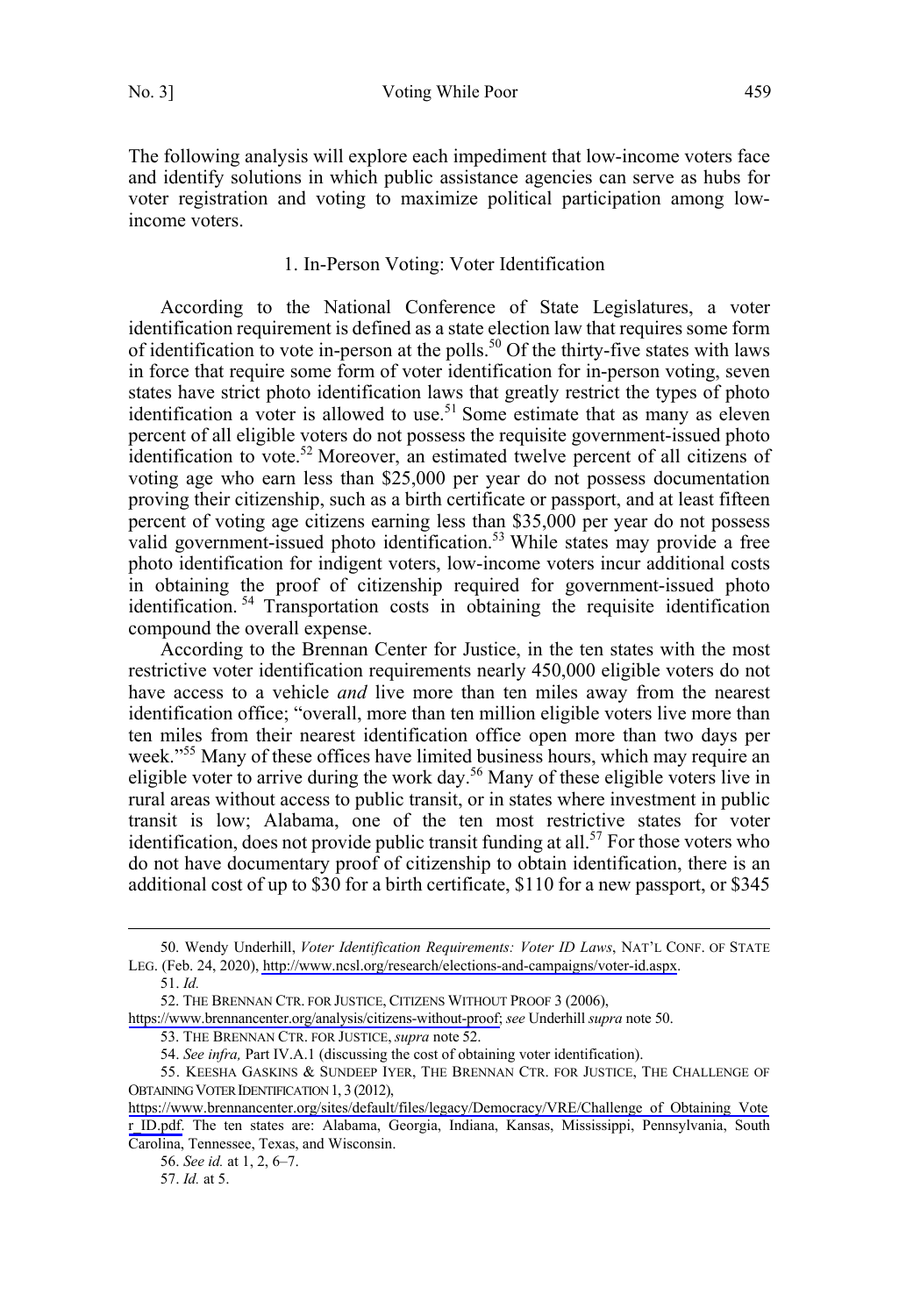The following analysis will explore each impediment that low-income voters face and identify solutions in which public assistance agencies can serve as hubs for voter registration and voting to maximize political participation among low-income voters.

### 1. In-Person Voting: Voter Identification

According to the National Conference of State Legislatures, a voter identification requirement is defined as a state election law that requires some form of identification to vote in-person at the polls.[50] Of the thirty-five states with laws in force that require some form of voter identification for in-person voting, seven states have strict photo identification laws that greatly restrict the types of photo identification a voter is allowed to use.[51] Some estimate that as many as eleven percent of all eligible voters do not possess the requisite government-issued photo identification to vote.[52] Moreover, an estimated twelve percent of all citizens of voting age who earn less than $25,000 per year do not possess documentation proving their citizenship, such as a birth certificate or passport, and at least fifteen percent of voting age citizens earning less than $35,000 per year do not possess valid government-issued photo identification.[53] While states may provide a free photo identification for indigent voters, low-income voters incur additional costs in obtaining the proof of citizenship required for government-issued photo identification.[54] Transportation costs in obtaining the requisite identification compound the overall expense.

According to the Brennan Center for Justice, in the ten states with the most restrictive voter identification requirements nearly 450,000 eligible voters do not have access to a vehicle *and* live more than ten miles away from the nearest identification office; "overall, more than ten million eligible voters live more than ten miles from their nearest identification office open more than two days per week."[55] Many of these offices have limited business hours, which may require an eligible voter to arrive during the work day.[56] Many of these eligible voters live in rural areas without access to public transit, or in states where investment in public transit is low; Alabama, one of the ten most restrictive states for voter identification, does not provide public transit funding at all.[57] For those voters who do not have documentary proof of citizenship to obtain identification, there is an additional cost of up to $30 for a birth certificate, $110 for a new passport, or $345

---

50. Wendy Underhill, *Voter Identification Requirements: Voter ID Laws*, NAT'L CONF. OF STATE LEG. (Feb. 24, 2020), http://www.ncsl.org/research/elections-and-campaigns/voter-id.aspx.

51. *Id.*

52. THE BRENNAN CTR. FOR JUSTICE, CITIZENS WITHOUT PROOF 3 (2006), https://www.brennancenter.org/analysis/citizens-without-proof; *see* Underhill *supra* note 50.

53. THE BRENNAN CTR. FOR JUSTICE, *supra* note 52.

54. *See infra,* Part IV.A.1 (discussing the cost of obtaining voter identification).

55. KEESHA GASKINS & SUNDEEP IYER, THE BRENNAN CTR. FOR JUSTICE, THE CHALLENGE OF OBTAINING VOTER IDENTIFICATION 1, 3 (2012), https://www.brennancenter.org/sites/default/files/legacy/Democracy/VRE/Challenge_of_Obtaining_Voter_ID.pdf. The ten states are: Alabama, Georgia, Indiana, Kansas, Mississippi, Pennsylvania, South Carolina, Tennessee, Texas, and Wisconsin.

56. *See id.* at 1, 2, 6–7.

57. *Id.* at 5.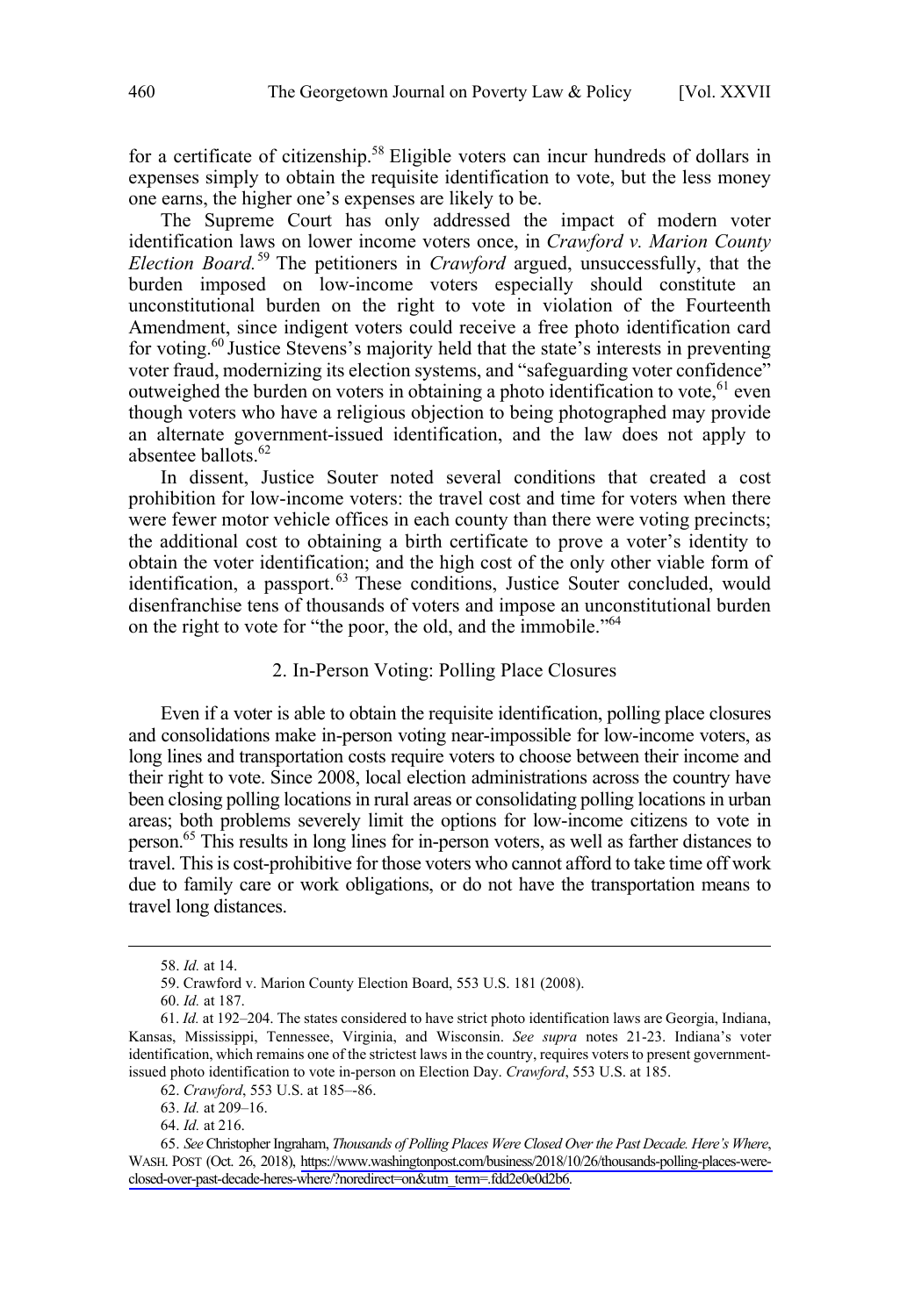for a certificate of citizenship.[58] Eligible voters can incur hundreds of dollars in expenses simply to obtain the requisite identification to vote, but the less money one earns, the higher one's expenses are likely to be.

The Supreme Court has only addressed the impact of modern voter identification laws on lower income voters once, in *Crawford v. Marion County Election Board.*[59] The petitioners in *Crawford* argued, unsuccessfully, that the burden imposed on low-income voters especially should constitute an unconstitutional burden on the right to vote in violation of the Fourteenth Amendment, since indigent voters could receive a free photo identification card for voting.[60] Justice Stevens's majority held that the state's interests in preventing voter fraud, modernizing its election systems, and "safeguarding voter confidence" outweighed the burden on voters in obtaining a photo identification to vote,[61] even though voters who have a religious objection to being photographed may provide an alternate government-issued identification, and the law does not apply to absentee ballots.[62]

In dissent, Justice Souter noted several conditions that created a cost prohibition for low-income voters: the travel cost and time for voters when there were fewer motor vehicle offices in each county than there were voting precincts; the additional cost to obtaining a birth certificate to prove a voter's identity to obtain the voter identification; and the high cost of the only other viable form of identification, a passport.[63] These conditions, Justice Souter concluded, would disenfranchise tens of thousands of voters and impose an unconstitutional burden on the right to vote for "the poor, the old, and the immobile."[64]

### 2. In-Person Voting: Polling Place Closures

Even if a voter is able to obtain the requisite identification, polling place closures and consolidations make in-person voting near-impossible for low-income voters, as long lines and transportation costs require voters to choose between their income and their right to vote. Since 2008, local election administrations across the country have been closing polling locations in rural areas or consolidating polling locations in urban areas; both problems severely limit the options for low-income citizens to vote in person.[65] This results in long lines for in-person voters, as well as farther distances to travel. This is cost-prohibitive for those voters who cannot afford to take time off work due to family care or work obligations, or do not have the transportation means to travel long distances.

---

58. *Id.* at 14.

59. Crawford v. Marion County Election Board, 553 U.S. 181 (2008).

60. *Id.* at 187.

61. *Id.* at 192–204. The states considered to have strict photo identification laws are Georgia, Indiana, Kansas, Mississippi, Tennessee, Virginia, and Wisconsin. *See supra* notes 21-23. Indiana's voter identification, which remains one of the strictest laws in the country, requires voters to present government-issued photo identification to vote in-person on Election Day. *Crawford*, 553 U.S. at 185.

62. *Crawford*, 553 U.S. at 185–-86.

63. *Id.* at 209–16.

64. *Id.* at 216.

65. *See* Christopher Ingraham, *Thousands of Polling Places Were Closed Over the Past Decade. Here's Where*, WASH. POST (Oct. 26, 2018), https://www.washingtonpost.com/business/2018/10/26/thousands-polling-places-were-closed-over-past-decade-heres-where/?noredirect=on&utm_term=.fdd2e0e0d2b6.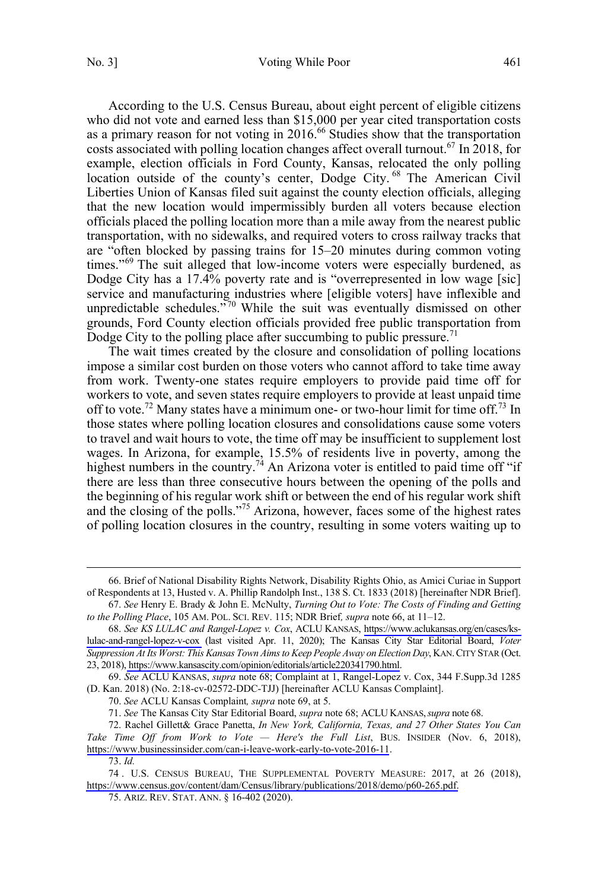According to the U.S. Census Bureau, about eight percent of eligible citizens who did not vote and earned less than $15,000 per year cited transportation costs as a primary reason for not voting in 2016.[66] Studies show that the transportation costs associated with polling location changes affect overall turnout.[67] In 2018, for example, election officials in Ford County, Kansas, relocated the only polling location outside of the county's center, Dodge City.[68] The American Civil Liberties Union of Kansas filed suit against the county election officials, alleging that the new location would impermissibly burden all voters because election officials placed the polling location more than a mile away from the nearest public transportation, with no sidewalks, and required voters to cross railway tracks that are "often blocked by passing trains for 15–20 minutes during common voting times."[69] The suit alleged that low-income voters were especially burdened, as Dodge City has a 17.4% poverty rate and is "overrepresented in low wage [sic] service and manufacturing industries where [eligible voters] have inflexible and unpredictable schedules."[70] While the suit was eventually dismissed on other grounds, Ford County election officials provided free public transportation from Dodge City to the polling place after succumbing to public pressure.[71]

The wait times created by the closure and consolidation of polling locations impose a similar cost burden on those voters who cannot afford to take time away from work. Twenty-one states require employers to provide paid time off for workers to vote, and seven states require employers to provide at least unpaid time off to vote.[72] Many states have a minimum one- or two-hour limit for time off.[73] In those states where polling location closures and consolidations cause some voters to travel and wait hours to vote, the time off may be insufficient to supplement lost wages. In Arizona, for example, 15.5% of residents live in poverty, among the highest numbers in the country.[74] An Arizona voter is entitled to paid time off "if there are less than three consecutive hours between the opening of the polls and the beginning of his regular work shift or between the end of his regular work shift and the closing of the polls."[75] Arizona, however, faces some of the highest rates of polling location closures in the country, resulting in some voters waiting up to

---

66. Brief of National Disability Rights Network, Disability Rights Ohio, as Amici Curiae in Support of Respondents at 13, Husted v. A. Phillip Randolph Inst., 138 S. Ct. 1833 (2018) [hereinafter NDR Brief].

67. *See* Henry E. Brady & John E. McNulty, *Turning Out to Vote: The Costs of Finding and Getting to the Polling Place*, 105 AM. POL. SCI. REV. 115; NDR Brief*, supra* note 66, at 11–12.

68. *See KS LULAC and Rangel-Lopez v. Cox*, ACLU KANSAS, https://www.aclukansas.org/en/cases/ks-lulac-and-rangel-lopez-v-cox (last visited Apr. 11, 2020); The Kansas City Star Editorial Board, *Voter Suppression At Its Worst: This Kansas Town Aims to Keep People Away on Election Day*, KAN. CITY STAR (Oct. 23, 2018), https://www.kansascity.com/opinion/editorials/article220341790.html.

69. *See* ACLU KANSAS, *supra* note 68; Complaint at 1, Rangel-Lopez v. Cox, 344 F.Supp.3d 1285 (D. Kan. 2018) (No. 2:18-cv-02572-DDC-TJJ) [hereinafter ACLU Kansas Complaint].

70. *See* ACLU Kansas Complaint*, supra* note 69, at 5.

71. *See* The Kansas City Star Editorial Board, *supra* note 68; ACLU KANSAS, *supra* note 68.

72. Rachel Gillett& Grace Panetta, *In New York, California, Texas, and 27 Other States You Can Take Time Off from Work to Vote — Here's the Full List*, BUS. INSIDER (Nov. 6, 2018), https://www.businessinsider.com/can-i-leave-work-early-to-vote-2016-11.

73. *Id.*

74. U.S. CENSUS BUREAU, THE SUPPLEMENTAL POVERTY MEASURE: 2017, at 26 (2018), https://www.census.gov/content/dam/Census/library/publications/2018/demo/p60-265.pdf.

75. ARIZ. REV. STAT. ANN. § 16-402 (2020).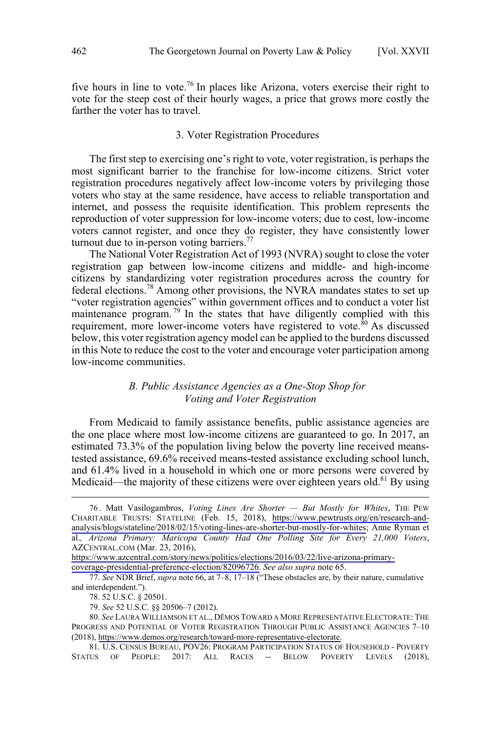five hours in line to vote.[76] In places like Arizona, voters exercise their right to vote for the steep cost of their hourly wages, a price that grows more costly the farther the voter has to travel.

### 3. Voter Registration Procedures

The first step to exercising one's right to vote, voter registration, is perhaps the most significant barrier to the franchise for low-income citizens. Strict voter registration procedures negatively affect low-income voters by privileging those voters who stay at the same residence, have access to reliable transportation and internet, and possess the requisite identification. This problem represents the reproduction of voter suppression for low-income voters; due to cost, low-income voters cannot register, and once they do register, they have consistently lower turnout due to in-person voting barriers.[77]

The National Voter Registration Act of 1993 (NVRA) sought to close the voter registration gap between low-income citizens and middle- and high-income citizens by standardizing voter registration procedures across the country for federal elections.[78] Among other provisions, the NVRA mandates states to set up "voter registration agencies" within government offices and to conduct a voter list maintenance program.[79] In the states that have diligently complied with this requirement, more lower-income voters have registered to vote.[80] As discussed below, this voter registration agency model can be applied to the burdens discussed in this Note to reduce the cost to the voter and encourage voter participation among low-income communities.

## *B. Public Assistance Agencies as a One-Stop Shop for Voting and Voter Registration*

From Medicaid to family assistance benefits, public assistance agencies are the one place where most low-income citizens are guaranteed to go. In 2017, an estimated 73.3% of the population living below the poverty line received means-tested assistance, 69.6% received means-tested assistance excluding school lunch, and 61.4% lived in a household in which one or more persons were covered by Medicaid—the majority of these citizens were over eighteen years old.[81] By using

---

76. Matt Vasilogambros, *Voting Lines Are Shorter — But Mostly for Whites*, THE PEW CHARITABLE TRUSTS: STATELINE (Feb. 15, 2018), https://www.pewtrusts.org/en/research-and-analysis/blogs/stateline/2018/02/15/voting-lines-are-shorter-but-mostly-for-whites; Anne Ryman et al., *Arizona Primary: Maricopa County Had One Polling Site for Every 21,000 Voters*, AZCENTRAL.COM (Mar. 23, 2016), https://www.azcentral.com/story/news/politics/elections/2016/03/22/live-arizona-primary-coverage-presidential-preference-election/82096726. *See also supra* note 65.

77. *See* NDR Brief, *supra* note 66, at 7–8, 17–18 ("These obstacles are, by their nature, cumulative and interdependent.").

78. 52 U.S.C. § 20501.

79. *See* 52 U.S.C. §§ 20506–7 (2012).

80. *See* LAURA WILLIAMSON ET AL., DĒMOS TOWARD A MORE REPRESENTATIVE ELECTORATE: THE PROGRESS AND POTENTIAL OF VOTER REGISTRATION THROUGH PUBLIC ASSISTANCE AGENCIES 7–10 (2018), https://www.demos.org/research/toward-more-representative-electorate.

81. U.S. CENSUS BUREAU, POV26: PROGRAM PARTICIPATION STATUS OF HOUSEHOLD - POVERTY STATUS OF PEOPLE: 2017: ALL RACES -- BELOW POVERTY LEVELS (2018),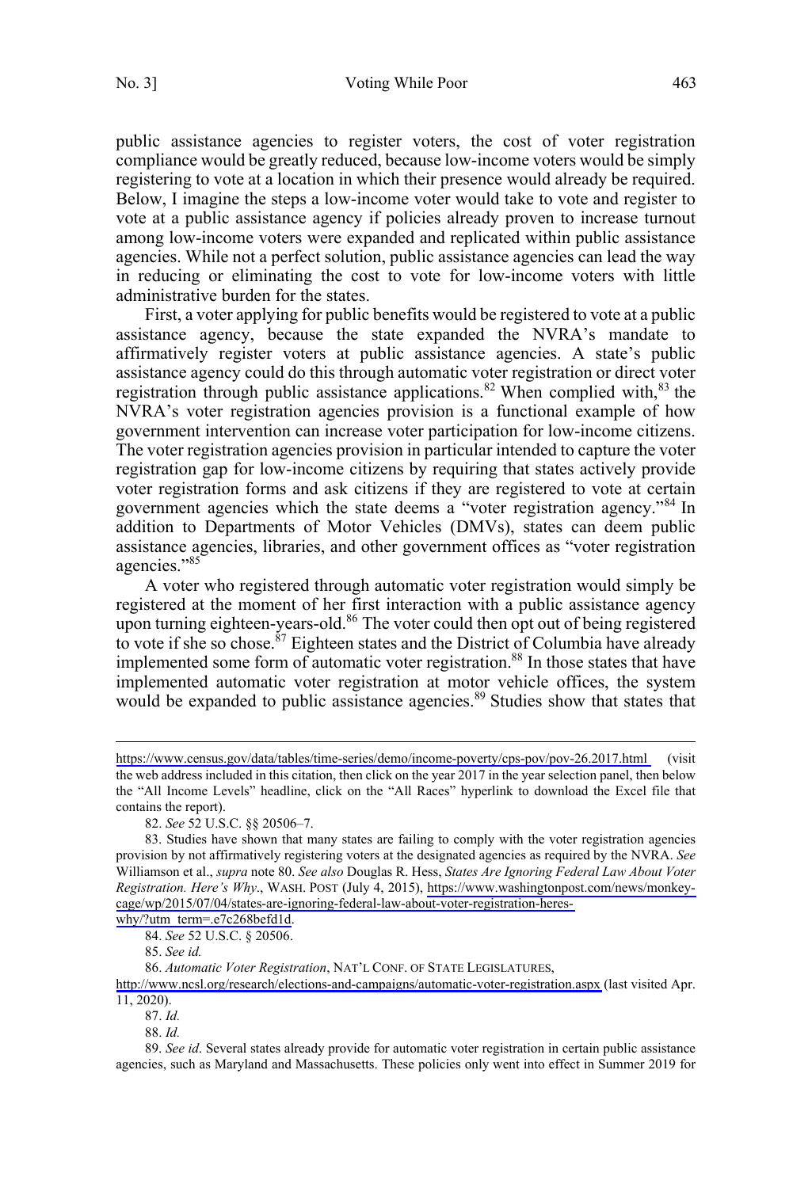public assistance agencies to register voters, the cost of voter registration compliance would be greatly reduced, because low-income voters would be simply registering to vote at a location in which their presence would already be required. Below, I imagine the steps a low-income voter would take to vote and register to vote at a public assistance agency if policies already proven to increase turnout among low-income voters were expanded and replicated within public assistance agencies. While not a perfect solution, public assistance agencies can lead the way in reducing or eliminating the cost to vote for low-income voters with little administrative burden for the states.

First, a voter applying for public benefits would be registered to vote at a public assistance agency, because the state expanded the NVRA's mandate to affirmatively register voters at public assistance agencies. A state's public assistance agency could do this through automatic voter registration or direct voter registration through public assistance applications.[82] When complied with,[83] the NVRA's voter registration agencies provision is a functional example of how government intervention can increase voter participation for low-income citizens. The voter registration agencies provision in particular intended to capture the voter registration gap for low-income citizens by requiring that states actively provide voter registration forms and ask citizens if they are registered to vote at certain government agencies which the state deems a "voter registration agency."[84] In addition to Departments of Motor Vehicles (DMVs), states can deem public assistance agencies, libraries, and other government offices as "voter registration agencies."[85]

A voter who registered through automatic voter registration would simply be registered at the moment of her first interaction with a public assistance agency upon turning eighteen-years-old.[86] The voter could then opt out of being registered to vote if she so chose.[87] Eighteen states and the District of Columbia have already implemented some form of automatic voter registration.[88] In those states that have implemented automatic voter registration at motor vehicle offices, the system would be expanded to public assistance agencies.[89] Studies show that states that

---

https://www.census.gov/data/tables/time-series/demo/income-poverty/cps-pov/pov-26.2017.html (visit the web address included in this citation, then click on the year 2017 in the year selection panel, then below the "All Income Levels" headline, click on the "All Races" hyperlink to download the Excel file that contains the report).

82. *See* 52 U.S.C. §§ 20506–7.

83. Studies have shown that many states are failing to comply with the voter registration agencies provision by not affirmatively registering voters at the designated agencies as required by the NVRA. *See* Williamson et al., *supra* note 80. *See also* Douglas R. Hess, *States Are Ignoring Federal Law About Voter Registration. Here's Why*., WASH. POST (July 4, 2015), https://www.washingtonpost.com/news/monkey-cage/wp/2015/07/04/states-are-ignoring-federal-law-about-voter-registration-heres-why/?utm_term=.e7c268befd1d.

84. *See* 52 U.S.C. § 20506.

85. *See id.*

86. *Automatic Voter Registration*, NAT'L CONF. OF STATE LEGISLATURES, http://www.ncsl.org/research/elections-and-campaigns/automatic-voter-registration.aspx (last visited Apr. 11, 2020).

87. *Id.*

88. *Id.*

89. *See id*. Several states already provide for automatic voter registration in certain public assistance agencies, such as Maryland and Massachusetts. These policies only went into effect in Summer 2019 for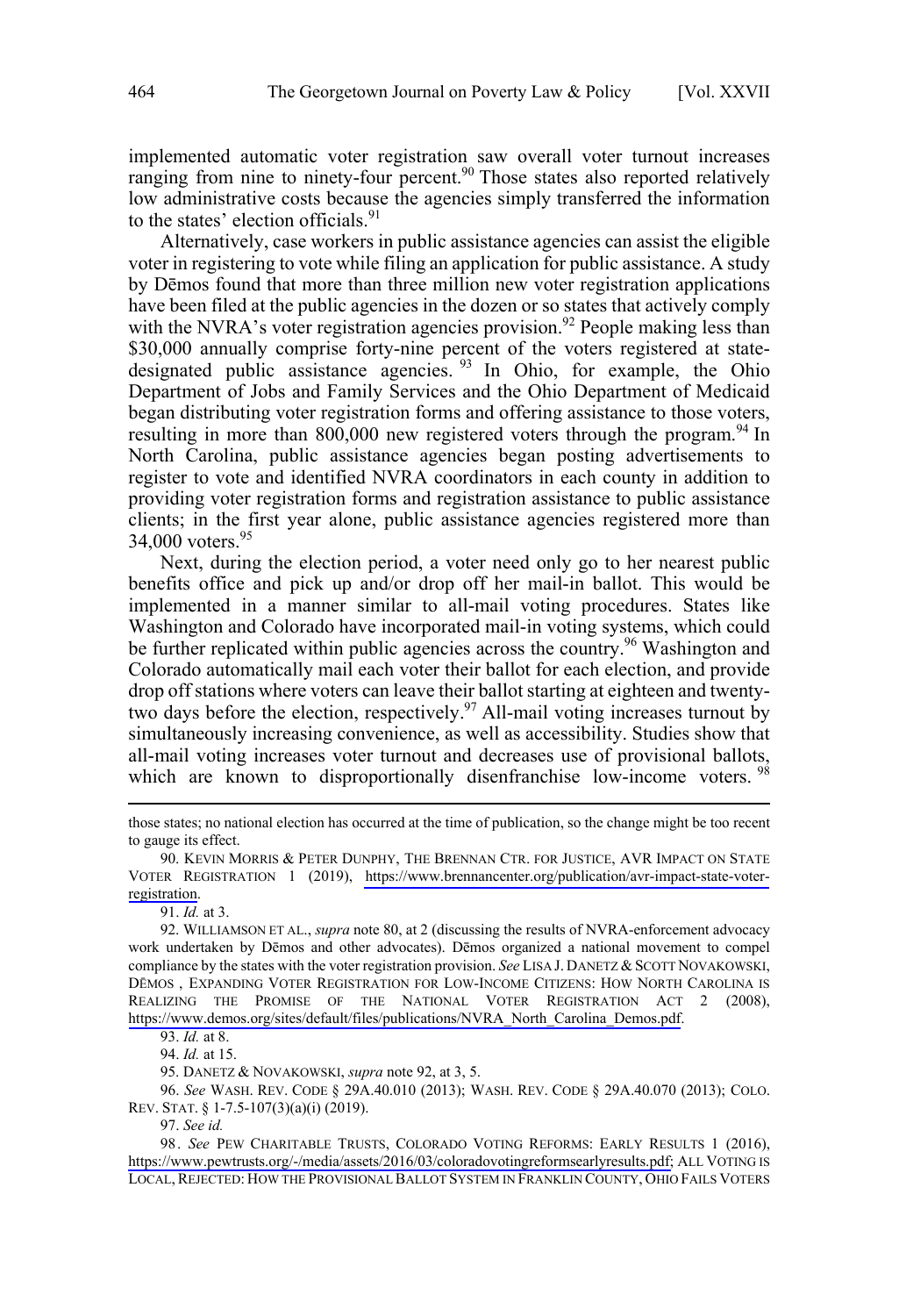implemented automatic voter registration saw overall voter turnout increases ranging from nine to ninety-four percent.[90] Those states also reported relatively low administrative costs because the agencies simply transferred the information to the states' election officials.[91]

Alternatively, case workers in public assistance agencies can assist the eligible voter in registering to vote while filing an application for public assistance. A study by Dēmos found that more than three million new voter registration applications have been filed at the public agencies in the dozen or so states that actively comply with the NVRA's voter registration agencies provision.[92] People making less than $30,000 annually comprise forty-nine percent of the voters registered at state-designated public assistance agencies.[93] In Ohio, for example, the Ohio Department of Jobs and Family Services and the Ohio Department of Medicaid began distributing voter registration forms and offering assistance to those voters, resulting in more than 800,000 new registered voters through the program.[94] In North Carolina, public assistance agencies began posting advertisements to register to vote and identified NVRA coordinators in each county in addition to providing voter registration forms and registration assistance to public assistance clients; in the first year alone, public assistance agencies registered more than 34,000 voters.[95]

Next, during the election period, a voter need only go to her nearest public benefits office and pick up and/or drop off her mail-in ballot. This would be implemented in a manner similar to all-mail voting procedures. States like Washington and Colorado have incorporated mail-in voting systems, which could be further replicated within public agencies across the country.[96] Washington and Colorado automatically mail each voter their ballot for each election, and provide drop off stations where voters can leave their ballot starting at eighteen and twenty-two days before the election, respectively.[97] All-mail voting increases turnout by simultaneously increasing convenience, as well as accessibility. Studies show that all-mail voting increases voter turnout and decreases use of provisional ballots, which are known to disproportionally disenfranchise low-income voters.[98]

---

those states; no national election has occurred at the time of publication, so the change might be too recent to gauge its effect.

90. KEVIN MORRIS & PETER DUNPHY, THE BRENNAN CTR. FOR JUSTICE, AVR IMPACT ON STATE VOTER REGISTRATION 1 (2019), https://www.brennancenter.org/publication/avr-impact-state-voter-registration.

91. *Id.* at 3.

92. WILLIAMSON ET AL., *supra* note 80, at 2 (discussing the results of NVRA-enforcement advocacy work undertaken by Dēmos and other advocates). Dēmos organized a national movement to compel compliance by the states with the voter registration provision. *See* LISA J. DANETZ & SCOTT NOVAKOWSKI, DĒMOS , EXPANDING VOTER REGISTRATION FOR LOW-INCOME CITIZENS: HOW NORTH CAROLINA IS REALIZING THE PROMISE OF THE NATIONAL VOTER REGISTRATION ACT 2 (2008), https://www.demos.org/sites/default/files/publications/NVRA_North_Carolina_Demos.pdf.

93. *Id.* at 8.

94. *Id.* at 15.

95. DANETZ & NOVAKOWSKI, *supra* note 92, at 3, 5.

96. *See* WASH. REV. CODE § 29A.40.010 (2013); WASH. REV. CODE § 29A.40.070 (2013); COLO. REV. STAT. § 1-7.5-107(3)(a)(i) (2019).

97. *See id.*

98. *See* PEW CHARITABLE TRUSTS, COLORADO VOTING REFORMS: EARLY RESULTS 1 (2016), https://www.pewtrusts.org/-/media/assets/2016/03/coloradovotingreformsearlyresults.pdf; ALL VOTING IS LOCAL, REJECTED: HOW THE PROVISIONAL BALLOT SYSTEM IN FRANKLIN COUNTY, OHIO FAILS VOTERS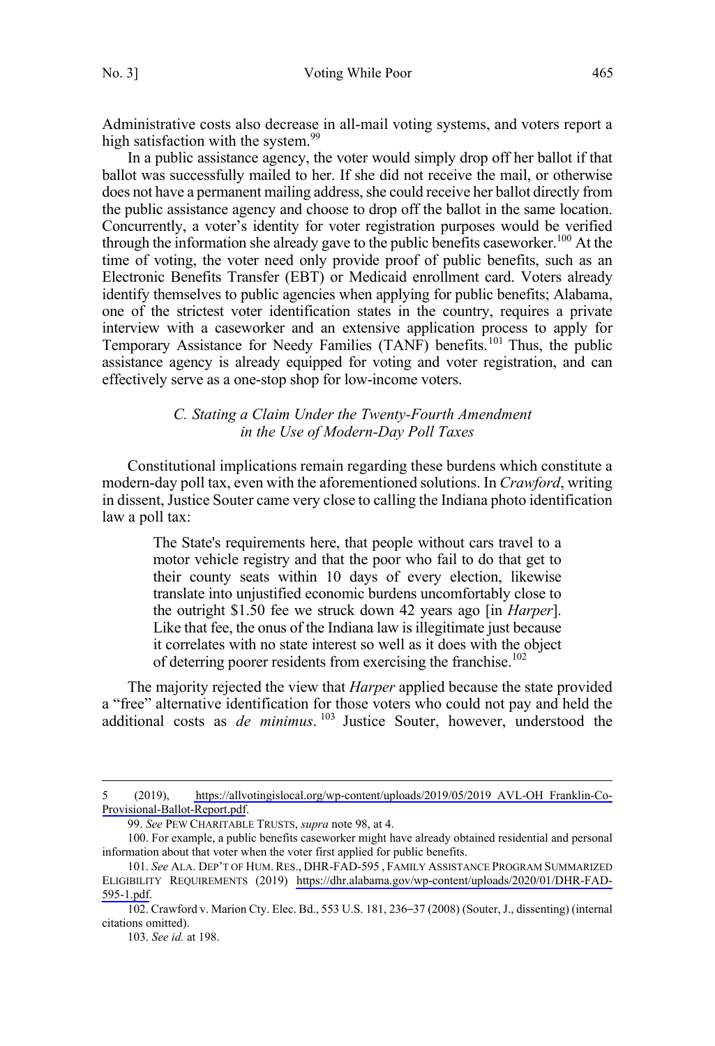Administrative costs also decrease in all-mail voting systems, and voters report a high satisfaction with the system.[99]

In a public assistance agency, the voter would simply drop off her ballot if that ballot was successfully mailed to her. If she did not receive the mail, or otherwise does not have a permanent mailing address, she could receive her ballot directly from the public assistance agency and choose to drop off the ballot in the same location. Concurrently, a voter's identity for voter registration purposes would be verified through the information she already gave to the public benefits caseworker.[100] At the time of voting, the voter need only provide proof of public benefits, such as an Electronic Benefits Transfer (EBT) or Medicaid enrollment card. Voters already identify themselves to public agencies when applying for public benefits; Alabama, one of the strictest voter identification states in the country, requires a private interview with a caseworker and an extensive application process to apply for Temporary Assistance for Needy Families (TANF) benefits.[101] Thus, the public assistance agency is already equipped for voting and voter registration, and can effectively serve as a one-stop shop for low-income voters.

### *C. Stating a Claim Under the Twenty-Fourth Amendment in the Use of Modern-Day Poll Taxes*

Constitutional implications remain regarding these burdens which constitute a modern-day poll tax, even with the aforementioned solutions. In *Crawford*, writing in dissent, Justice Souter came very close to calling the Indiana photo identification law a poll tax:

> The State's requirements here, that people without cars travel to a motor vehicle registry and that the poor who fail to do that get to their county seats within 10 days of every election, likewise translate into unjustified economic burdens uncomfortably close to the outright $1.50 fee we struck down 42 years ago [in *Harper*]. Like that fee, the onus of the Indiana law is illegitimate just because it correlates with no state interest so well as it does with the object of deterring poorer residents from exercising the franchise.[102]

The majority rejected the view that *Harper* applied because the state provided a "free" alternative identification for those voters who could not pay and held the additional costs as *de minimus*.[103] Justice Souter, however, understood the

---

5 (2019), https://allvotingislocal.org/wp-content/uploads/2019/05/2019_AVL-OH_Franklin-Co-Provisional-Ballot-Report.pdf.

99. *See* PEW CHARITABLE TRUSTS, *supra* note 98, at 4.

100. For example, a public benefits caseworker might have already obtained residential and personal information about that voter when the voter first applied for public benefits.

101. *See* ALA. DEP'T OF HUM. RES., DHR-FAD-595 , FAMILY ASSISTANCE PROGRAM SUMMARIZED ELIGIBILITY REQUIREMENTS (2019) https://dhr.alabama.gov/wp-content/uploads/2020/01/DHR-FAD-595-1.pdf.

102. Crawford v. Marion Cty. Elec. Bd., 553 U.S. 181, 236–37 (2008) (Souter, J., dissenting) (internal citations omitted).

103. *See id.* at 198.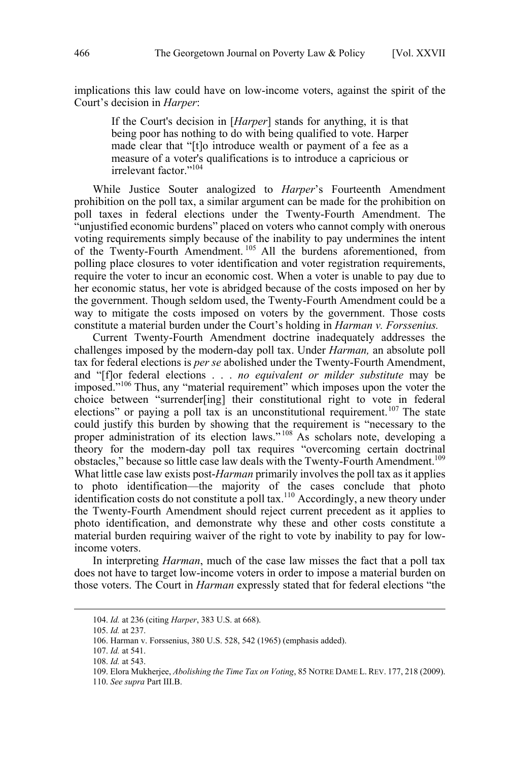implications this law could have on low-income voters, against the spirit of the Court's decision in *Harper*:

> If the Court's decision in [*Harper*] stands for anything, it is that being poor has nothing to do with being qualified to vote. Harper made clear that "[t]o introduce wealth or payment of a fee as a measure of a voter's qualifications is to introduce a capricious or irrelevant factor."[104]

While Justice Souter analogized to *Harper*'s Fourteenth Amendment prohibition on the poll tax, a similar argument can be made for the prohibition on poll taxes in federal elections under the Twenty-Fourth Amendment. The "unjustified economic burdens" placed on voters who cannot comply with onerous voting requirements simply because of the inability to pay undermines the intent of the Twenty-Fourth Amendment.[105] All the burdens aforementioned, from polling place closures to voter identification and voter registration requirements, require the voter to incur an economic cost. When a voter is unable to pay due to her economic status, her vote is abridged because of the costs imposed on her by the government. Though seldom used, the Twenty-Fourth Amendment could be a way to mitigate the costs imposed on voters by the government. Those costs constitute a material burden under the Court's holding in *Harman v. Forssenius.*

Current Twenty-Fourth Amendment doctrine inadequately addresses the challenges imposed by the modern-day poll tax. Under *Harman,* an absolute poll tax for federal elections is *per se* abolished under the Twenty-Fourth Amendment, and "[f]or federal elections . . . *no equivalent or milder substitute* may be imposed."[106] Thus, any "material requirement" which imposes upon the voter the choice between "surrender[ing] their constitutional right to vote in federal elections" or paying a poll tax is an unconstitutional requirement.[107] The state could justify this burden by showing that the requirement is "necessary to the proper administration of its election laws."[108] As scholars note, developing a theory for the modern-day poll tax requires "overcoming certain doctrinal obstacles," because so little case law deals with the Twenty-Fourth Amendment.[109] What little case law exists post-*Harman* primarily involves the poll tax as it applies to photo identification—the majority of the cases conclude that photo identification costs do not constitute a poll tax.[110] Accordingly, a new theory under the Twenty-Fourth Amendment should reject current precedent as it applies to photo identification, and demonstrate why these and other costs constitute a material burden requiring waiver of the right to vote by inability to pay for low-income voters.

In interpreting *Harman*, much of the case law misses the fact that a poll tax does not have to target low-income voters in order to impose a material burden on those voters. The Court in *Harman* expressly stated that for federal elections "the

---

104. *Id.* at 236 (citing *Harper*, 383 U.S. at 668).

105. *Id.* at 237.

106. Harman v. Forssenius, 380 U.S. 528, 542 (1965) (emphasis added).

107. *Id.* at 541.

108. *Id.* at 543.

109. Elora Mukherjee, *Abolishing the Time Tax on Voting*, 85 NOTRE DAME L. REV. 177, 218 (2009).

110. *See supra* Part III.B.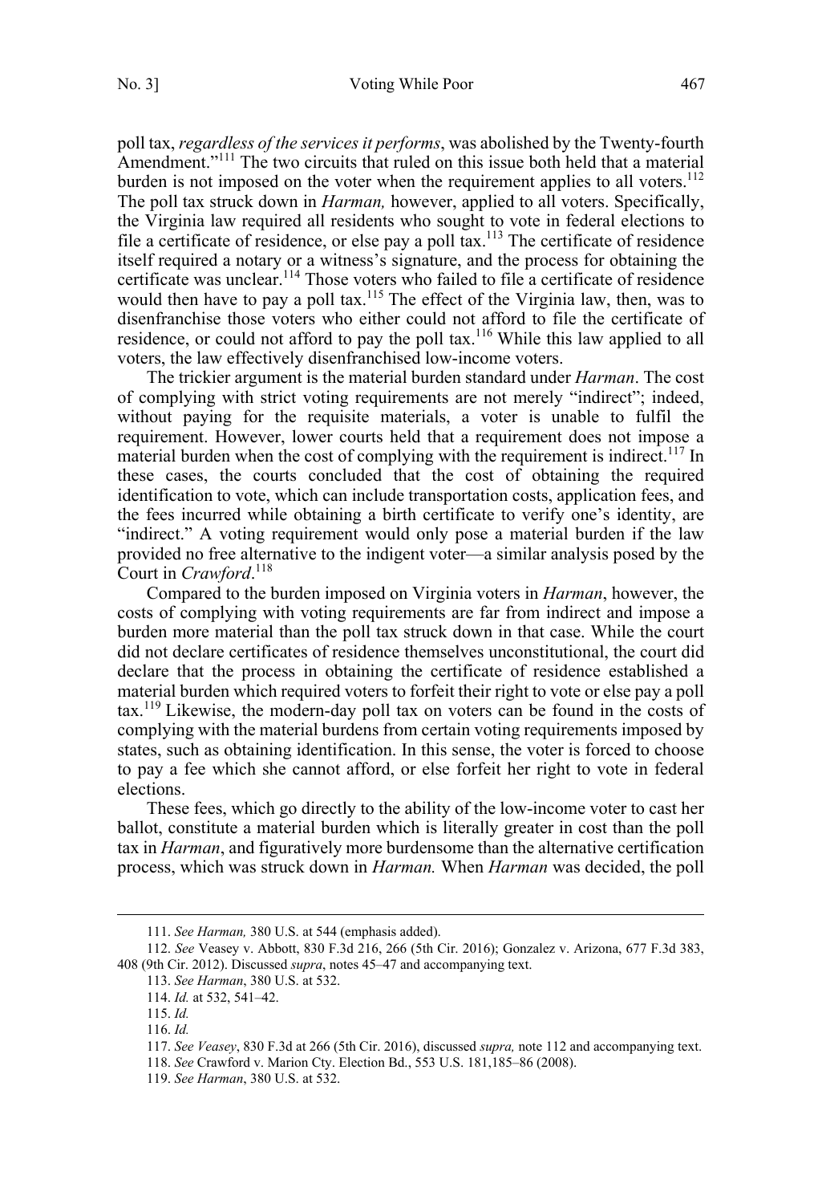poll tax, *regardless of the services it performs*, was abolished by the Twenty-fourth Amendment."[111] The two circuits that ruled on this issue both held that a material burden is not imposed on the voter when the requirement applies to all voters.[112] The poll tax struck down in *Harman,* however, applied to all voters. Specifically, the Virginia law required all residents who sought to vote in federal elections to file a certificate of residence, or else pay a poll tax.[113] The certificate of residence itself required a notary or a witness's signature, and the process for obtaining the certificate was unclear.[114] Those voters who failed to file a certificate of residence would then have to pay a poll tax.[115] The effect of the Virginia law, then, was to disenfranchise those voters who either could not afford to file the certificate of residence, or could not afford to pay the poll tax.[116] While this law applied to all voters, the law effectively disenfranchised low-income voters.

The trickier argument is the material burden standard under *Harman*. The cost of complying with strict voting requirements are not merely "indirect"; indeed, without paying for the requisite materials, a voter is unable to fulfil the requirement. However, lower courts held that a requirement does not impose a material burden when the cost of complying with the requirement is indirect.[117] In these cases, the courts concluded that the cost of obtaining the required identification to vote, which can include transportation costs, application fees, and the fees incurred while obtaining a birth certificate to verify one's identity, are "indirect." A voting requirement would only pose a material burden if the law provided no free alternative to the indigent voter—a similar analysis posed by the Court in *Crawford*.[118]

Compared to the burden imposed on Virginia voters in *Harman*, however, the costs of complying with voting requirements are far from indirect and impose a burden more material than the poll tax struck down in that case. While the court did not declare certificates of residence themselves unconstitutional, the court did declare that the process in obtaining the certificate of residence established a material burden which required voters to forfeit their right to vote or else pay a poll tax.[119] Likewise, the modern-day poll tax on voters can be found in the costs of complying with the material burdens from certain voting requirements imposed by states, such as obtaining identification. In this sense, the voter is forced to choose to pay a fee which she cannot afford, or else forfeit her right to vote in federal elections.

These fees, which go directly to the ability of the low-income voter to cast her ballot, constitute a material burden which is literally greater in cost than the poll tax in *Harman*, and figuratively more burdensome than the alternative certification process, which was struck down in *Harman.* When *Harman* was decided, the poll

---

111. *See Harman,* 380 U.S. at 544 (emphasis added).

112. *See* Veasey v. Abbott, 830 F.3d 216, 266 (5th Cir. 2016); Gonzalez v. Arizona, 677 F.3d 383, 408 (9th Cir. 2012). Discussed *supra*, notes 45–47 and accompanying text.

113. *See Harman*, 380 U.S. at 532.

114. *Id.* at 532, 541–42.

115. *Id.*

116. *Id.*

117. *See Veasey*, 830 F.3d at 266 (5th Cir. 2016), discussed *supra,* note 112 and accompanying text.

118. *See* Crawford v. Marion Cty. Election Bd., 553 U.S. 181,185–86 (2008).

119. *See Harman*, 380 U.S. at 532.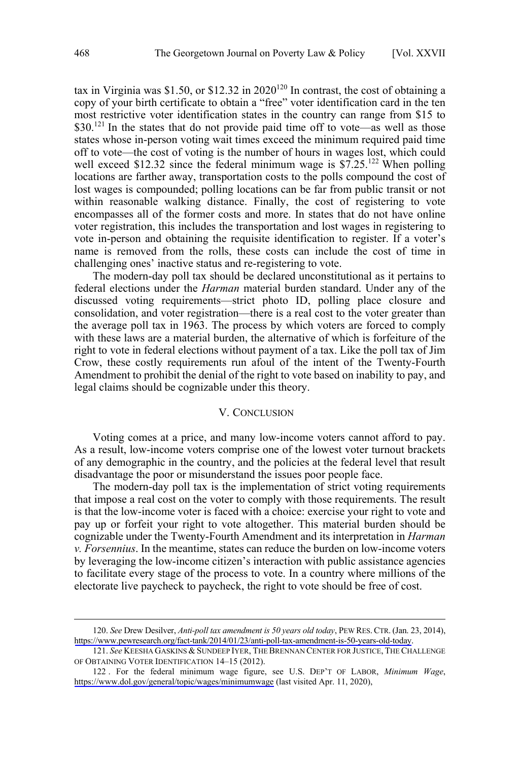tax in Virginia was $1.50, or $12.32 in 2020[120] In contrast, the cost of obtaining a copy of your birth certificate to obtain a "free" voter identification card in the ten most restrictive voter identification states in the country can range from $15 to $30.[121] In the states that do not provide paid time off to vote—as well as those states whose in-person voting wait times exceed the minimum required paid time off to vote—the cost of voting is the number of hours in wages lost, which could well exceed $12.32 since the federal minimum wage is $7.25.[122] When polling locations are farther away, transportation costs to the polls compound the cost of lost wages is compounded; polling locations can be far from public transit or not within reasonable walking distance. Finally, the cost of registering to vote encompasses all of the former costs and more. In states that do not have online voter registration, this includes the transportation and lost wages in registering to vote in-person and obtaining the requisite identification to register. If a voter's name is removed from the rolls, these costs can include the cost of time in challenging ones' inactive status and re-registering to vote.

The modern-day poll tax should be declared unconstitutional as it pertains to federal elections under the *Harman* material burden standard. Under any of the discussed voting requirements—strict photo ID, polling place closure and consolidation, and voter registration—there is a real cost to the voter greater than the average poll tax in 1963. The process by which voters are forced to comply with these laws are a material burden, the alternative of which is forfeiture of the right to vote in federal elections without payment of a tax. Like the poll tax of Jim Crow, these costly requirements run afoul of the intent of the Twenty-Fourth Amendment to prohibit the denial of the right to vote based on inability to pay, and legal claims should be cognizable under this theory.

## V. Conclusion

Voting comes at a price, and many low-income voters cannot afford to pay. As a result, low-income voters comprise one of the lowest voter turnout brackets of any demographic in the country, and the policies at the federal level that result disadvantage the poor or misunderstand the issues poor people face.

The modern-day poll tax is the implementation of strict voting requirements that impose a real cost on the voter to comply with those requirements. The result is that the low-income voter is faced with a choice: exercise your right to vote and pay up or forfeit your right to vote altogether. This material burden should be cognizable under the Twenty-Fourth Amendment and its interpretation in *Harman v. Forsennius*. In the meantime, states can reduce the burden on low-income voters by leveraging the low-income citizen's interaction with public assistance agencies to facilitate every stage of the process to vote. In a country where millions of the electorate live paycheck to paycheck, the right to vote should be free of cost.

---

120. *See* Drew Desilver, *Anti-poll tax amendment is 50 years old today*, PEW RES. CTR. (Jan. 23, 2014), https://www.pewresearch.org/fact-tank/2014/01/23/anti-poll-tax-amendment-is-50-years-old-today.

121. *See* KEESHA GASKINS & SUNDEEP IYER, THE BRENNAN CENTER FOR JUSTICE, THE CHALLENGE OF OBTAINING VOTER IDENTIFICATION 14–15 (2012).

122. For the federal minimum wage figure, see U.S. DEP'T OF LABOR, *Minimum Wage*, https://www.dol.gov/general/topic/wages/minimumwage (last visited Apr. 11, 2020),